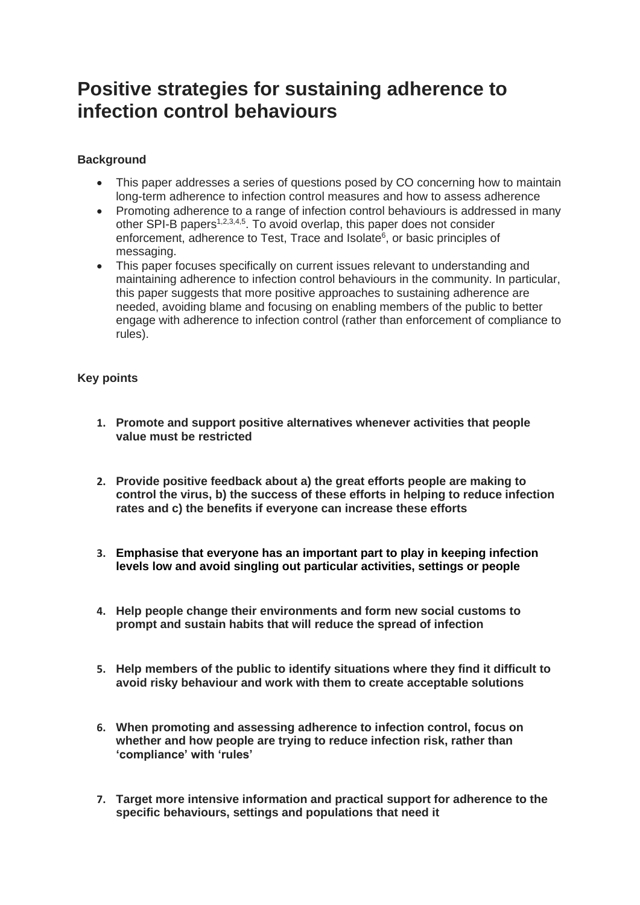# Positive strategies for sustaining adherence to infection control behaviours

**Background**

- This paper addresses a series of questions posed by CO concerning how to maintain long-term adherence to infection control measures and how to assess adherence
- Promoting adherence to a range of infection control behaviours is addressed in many other SPI-B papers[1,2,3,4,5]. To avoid overlap, this paper does not consider enforcement, adherence to Test, Trace and Isolate[6], or basic principles of messaging.
- This paper focuses specifically on current issues relevant to understanding and maintaining adherence to infection control behaviours in the community. In particular, this paper suggests that more positive approaches to sustaining adherence are needed, avoiding blame and focusing on enabling members of the public to better engage with adherence to infection control (rather than enforcement of compliance to rules).

**Key points**

1. **Promote and support positive alternatives whenever activities that people value must be restricted**

2. **Provide positive feedback about a) the great efforts people are making to control the virus, b) the success of these efforts in helping to reduce infection rates and c) the benefits if everyone can increase these efforts**

3. **Emphasise that everyone has an important part to play in keeping infection levels low and avoid singling out particular activities, settings or people**

4. **Help people change their environments and form new social customs to prompt and sustain habits that will reduce the spread of infection**

5. **Help members of the public to identify situations where they find it difficult to avoid risky behaviour and work with them to create acceptable solutions**

6. **When promoting and assessing adherence to infection control, focus on whether and how people are trying to reduce infection risk, rather than 'compliance' with 'rules'**

7. **Target more intensive information and practical support for adherence to the specific behaviours, settings and populations that need it**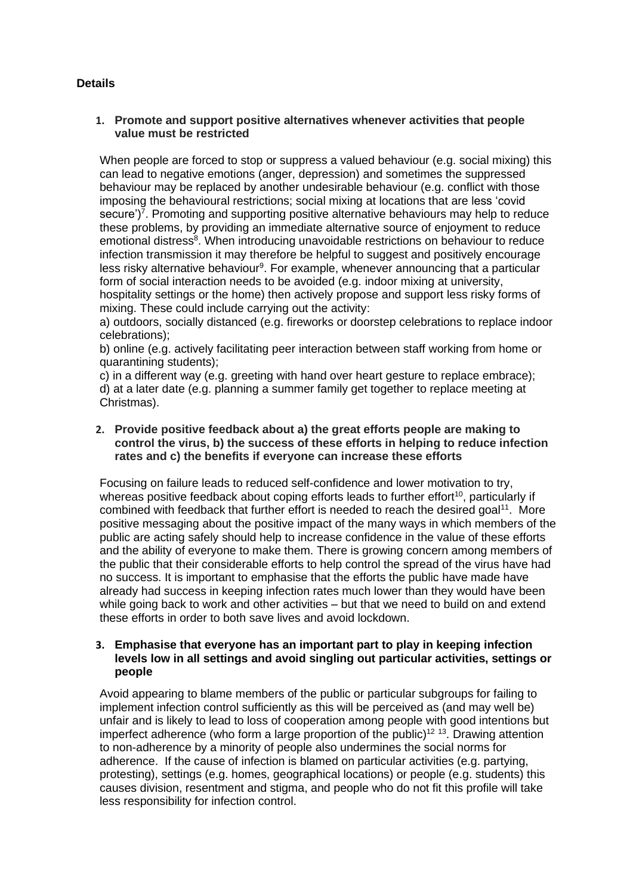**Details**

1. **Promote and support positive alternatives whenever activities that people value must be restricted**

When people are forced to stop or suppress a valued behaviour (e.g. social mixing) this can lead to negative emotions (anger, depression) and sometimes the suppressed behaviour may be replaced by another undesirable behaviour (e.g. conflict with those imposing the behavioural restrictions; social mixing at locations that are less 'covid secure')[7]. Promoting and supporting positive alternative behaviours may help to reduce these problems, by providing an immediate alternative source of enjoyment to reduce emotional distress[8]. When introducing unavoidable restrictions on behaviour to reduce infection transmission it may therefore be helpful to suggest and positively encourage less risky alternative behaviour[9]. For example, whenever announcing that a particular form of social interaction needs to be avoided (e.g. indoor mixing at university, hospitality settings or the home) then actively propose and support less risky forms of mixing. These could include carrying out the activity:

a) outdoors, socially distanced (e.g. fireworks or doorstep celebrations to replace indoor celebrations);

b) online (e.g. actively facilitating peer interaction between staff working from home or quarantining students);

c) in a different way (e.g. greeting with hand over heart gesture to replace embrace);

d) at a later date (e.g. planning a summer family get together to replace meeting at Christmas).

2. **Provide positive feedback about a) the great efforts people are making to control the virus, b) the success of these efforts in helping to reduce infection rates and c) the benefits if everyone can increase these efforts**

Focusing on failure leads to reduced self-confidence and lower motivation to try, whereas positive feedback about coping efforts leads to further effort[10], particularly if combined with feedback that further effort is needed to reach the desired goal[11]. More positive messaging about the positive impact of the many ways in which members of the public are acting safely should help to increase confidence in the value of these efforts and the ability of everyone to make them. There is growing concern among members of the public that their considerable efforts to help control the spread of the virus have had no success. It is important to emphasise that the efforts the public have made have already had success in keeping infection rates much lower than they would have been while going back to work and other activities – but that we need to build on and extend these efforts in order to both save lives and avoid lockdown.

3. **Emphasise that everyone has an important part to play in keeping infection levels low in all settings and avoid singling out particular activities, settings or people**

Avoid appearing to blame members of the public or particular subgroups for failing to implement infection control sufficiently as this will be perceived as (and may well be) unfair and is likely to lead to loss of cooperation among people with good intentions but imperfect adherence (who form a large proportion of the public)[12 13]. Drawing attention to non-adherence by a minority of people also undermines the social norms for adherence. If the cause of infection is blamed on particular activities (e.g. partying, protesting), settings (e.g. homes, geographical locations) or people (e.g. students) this causes division, resentment and stigma, and people who do not fit this profile will take less responsibility for infection control.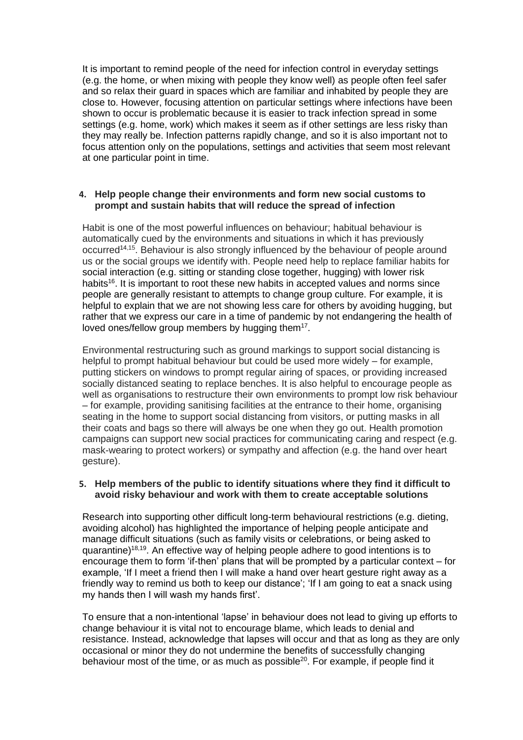It is important to remind people of the need for infection control in everyday settings (e.g. the home, or when mixing with people they know well) as people often feel safer and so relax their guard in spaces which are familiar and inhabited by people they are close to. However, focusing attention on particular settings where infections have been shown to occur is problematic because it is easier to track infection spread in some settings (e.g. home, work) which makes it seem as if other settings are less risky than they may really be. Infection patterns rapidly change, and so it is also important not to focus attention only on the populations, settings and activities that seem most relevant at one particular point in time.

**4. Help people change their environments and form new social customs to prompt and sustain habits that will reduce the spread of infection**

Habit is one of the most powerful influences on behaviour; habitual behaviour is automatically cued by the environments and situations in which it has previously occurred[14,15]. Behaviour is also strongly influenced by the behaviour of people around us or the social groups we identify with. People need help to replace familiar habits for social interaction (e.g. sitting or standing close together, hugging) with lower risk habits[16]. It is important to root these new habits in accepted values and norms since people are generally resistant to attempts to change group culture. For example, it is helpful to explain that we are not showing less care for others by avoiding hugging, but rather that we express our care in a time of pandemic by not endangering the health of loved ones/fellow group members by hugging them[17].

Environmental restructuring such as ground markings to support social distancing is helpful to prompt habitual behaviour but could be used more widely – for example, putting stickers on windows to prompt regular airing of spaces, or providing increased socially distanced seating to replace benches. It is also helpful to encourage people as well as organisations to restructure their own environments to prompt low risk behaviour – for example, providing sanitising facilities at the entrance to their home, organising seating in the home to support social distancing from visitors, or putting masks in all their coats and bags so there will always be one when they go out. Health promotion campaigns can support new social practices for communicating caring and respect (e.g. mask-wearing to protect workers) or sympathy and affection (e.g. the hand over heart gesture).

**5. Help members of the public to identify situations where they find it difficult to avoid risky behaviour and work with them to create acceptable solutions**

Research into supporting other difficult long-term behavioural restrictions (e.g. dieting, avoiding alcohol) has highlighted the importance of helping people anticipate and manage difficult situations (such as family visits or celebrations, or being asked to quarantine)[18,19]. An effective way of helping people adhere to good intentions is to encourage them to form 'if-then' plans that will be prompted by a particular context – for example, 'If I meet a friend then I will make a hand over heart gesture right away as a friendly way to remind us both to keep our distance'; 'If I am going to eat a snack using my hands then I will wash my hands first'.

To ensure that a non-intentional 'lapse' in behaviour does not lead to giving up efforts to change behaviour it is vital not to encourage blame, which leads to denial and resistance. Instead, acknowledge that lapses will occur and that as long as they are only occasional or minor they do not undermine the benefits of successfully changing behaviour most of the time, or as much as possible[20]. For example, if people find it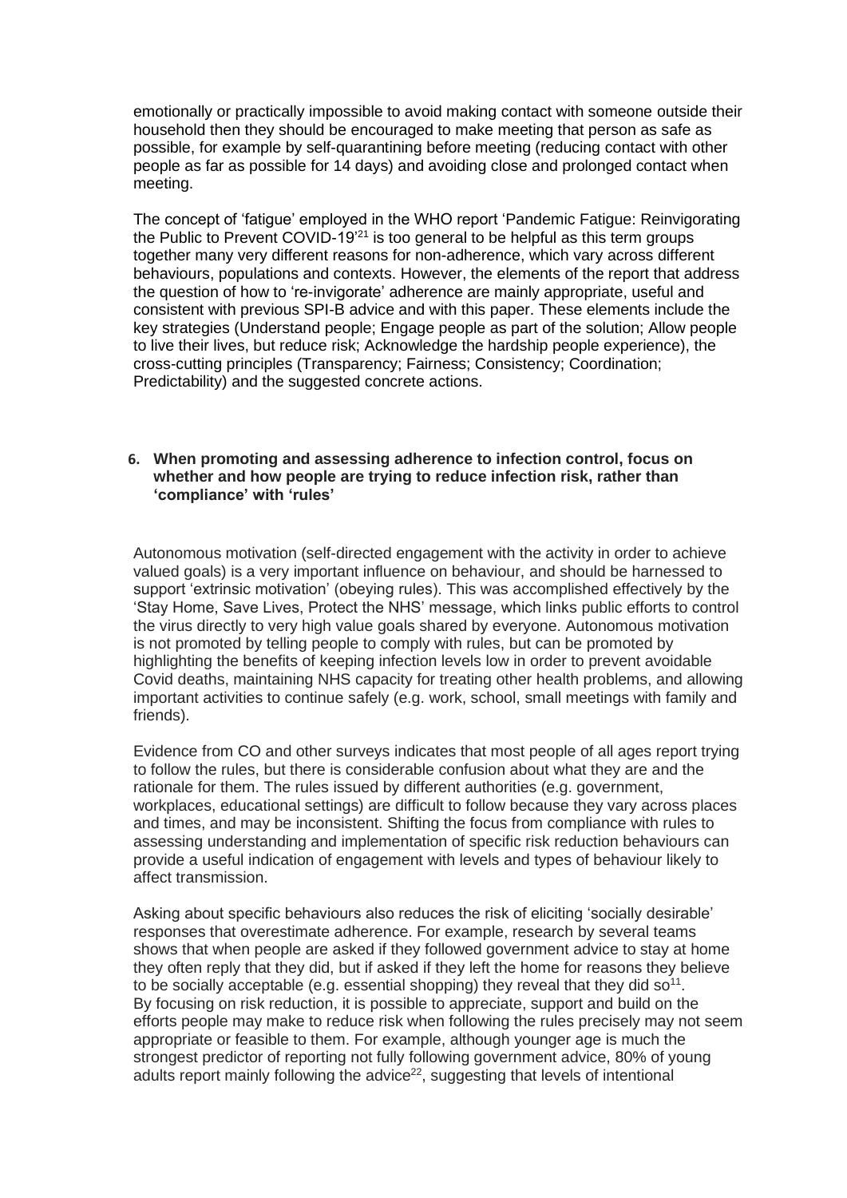emotionally or practically impossible to avoid making contact with someone outside their household then they should be encouraged to make meeting that person as safe as possible, for example by self-quarantining before meeting (reducing contact with other people as far as possible for 14 days) and avoiding close and prolonged contact when meeting.

The concept of 'fatigue' employed in the WHO report 'Pandemic Fatigue: Reinvigorating the Public to Prevent COVID-19'[21] is too general to be helpful as this term groups together many very different reasons for non-adherence, which vary across different behaviours, populations and contexts. However, the elements of the report that address the question of how to 're-invigorate' adherence are mainly appropriate, useful and consistent with previous SPI-B advice and with this paper. These elements include the key strategies (Understand people; Engage people as part of the solution; Allow people to live their lives, but reduce risk; Acknowledge the hardship people experience), the cross-cutting principles (Transparency; Fairness; Consistency; Coordination; Predictability) and the suggested concrete actions.

### 6. When promoting and assessing adherence to infection control, focus on whether and how people are trying to reduce infection risk, rather than 'compliance' with 'rules'

Autonomous motivation (self-directed engagement with the activity in order to achieve valued goals) is a very important influence on behaviour, and should be harnessed to support 'extrinsic motivation' (obeying rules). This was accomplished effectively by the 'Stay Home, Save Lives, Protect the NHS' message, which links public efforts to control the virus directly to very high value goals shared by everyone. Autonomous motivation is not promoted by telling people to comply with rules, but can be promoted by highlighting the benefits of keeping infection levels low in order to prevent avoidable Covid deaths, maintaining NHS capacity for treating other health problems, and allowing important activities to continue safely (e.g. work, school, small meetings with family and friends).

Evidence from CO and other surveys indicates that most people of all ages report trying to follow the rules, but there is considerable confusion about what they are and the rationale for them. The rules issued by different authorities (e.g. government, workplaces, educational settings) are difficult to follow because they vary across places and times, and may be inconsistent. Shifting the focus from compliance with rules to assessing understanding and implementation of specific risk reduction behaviours can provide a useful indication of engagement with levels and types of behaviour likely to affect transmission.

Asking about specific behaviours also reduces the risk of eliciting 'socially desirable' responses that overestimate adherence. For example, research by several teams shows that when people are asked if they followed government advice to stay at home they often reply that they did, but if asked if they left the home for reasons they believe to be socially acceptable (e.g. essential shopping) they reveal that they did so[11]. By focusing on risk reduction, it is possible to appreciate, support and build on the efforts people may make to reduce risk when following the rules precisely may not seem appropriate or feasible to them. For example, although younger age is much the strongest predictor of reporting not fully following government advice, 80% of young adults report mainly following the advice[22], suggesting that levels of intentional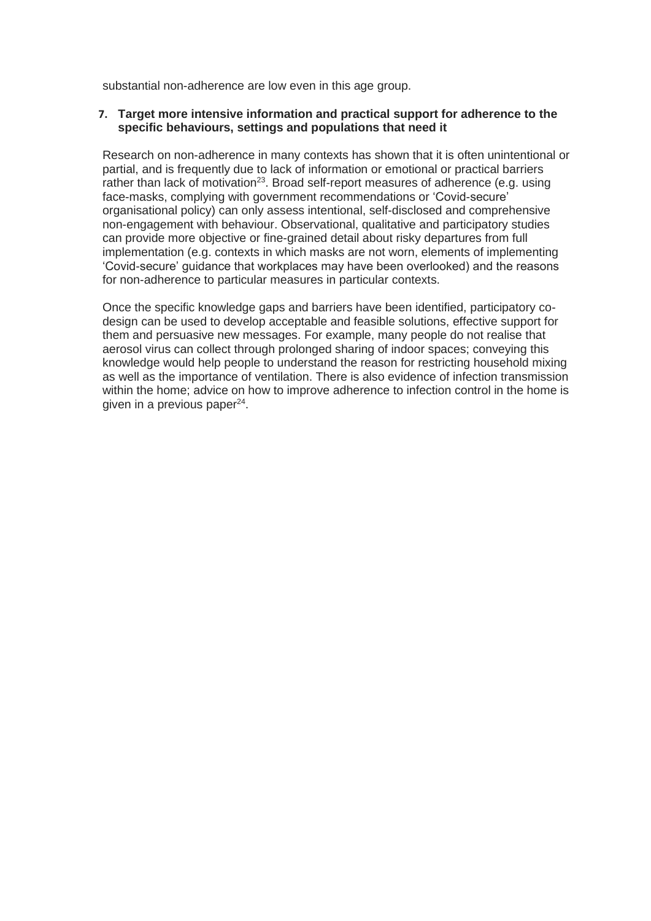substantial non-adherence are low even in this age group.

7. **Target more intensive information and practical support for adherence to the specific behaviours, settings and populations that need it**

Research on non-adherence in many contexts has shown that it is often unintentional or partial, and is frequently due to lack of information or emotional or practical barriers rather than lack of motivation[23]. Broad self-report measures of adherence (e.g. using face-masks, complying with government recommendations or 'Covid-secure' organisational policy) can only assess intentional, self-disclosed and comprehensive non-engagement with behaviour. Observational, qualitative and participatory studies can provide more objective or fine-grained detail about risky departures from full implementation (e.g. contexts in which masks are not worn, elements of implementing 'Covid-secure' guidance that workplaces may have been overlooked) and the reasons for non-adherence to particular measures in particular contexts.

Once the specific knowledge gaps and barriers have been identified, participatory co-design can be used to develop acceptable and feasible solutions, effective support for them and persuasive new messages. For example, many people do not realise that aerosol virus can collect through prolonged sharing of indoor spaces; conveying this knowledge would help people to understand the reason for restricting household mixing as well as the importance of ventilation. There is also evidence of infection transmission within the home; advice on how to improve adherence to infection control in the home is given in a previous paper[24].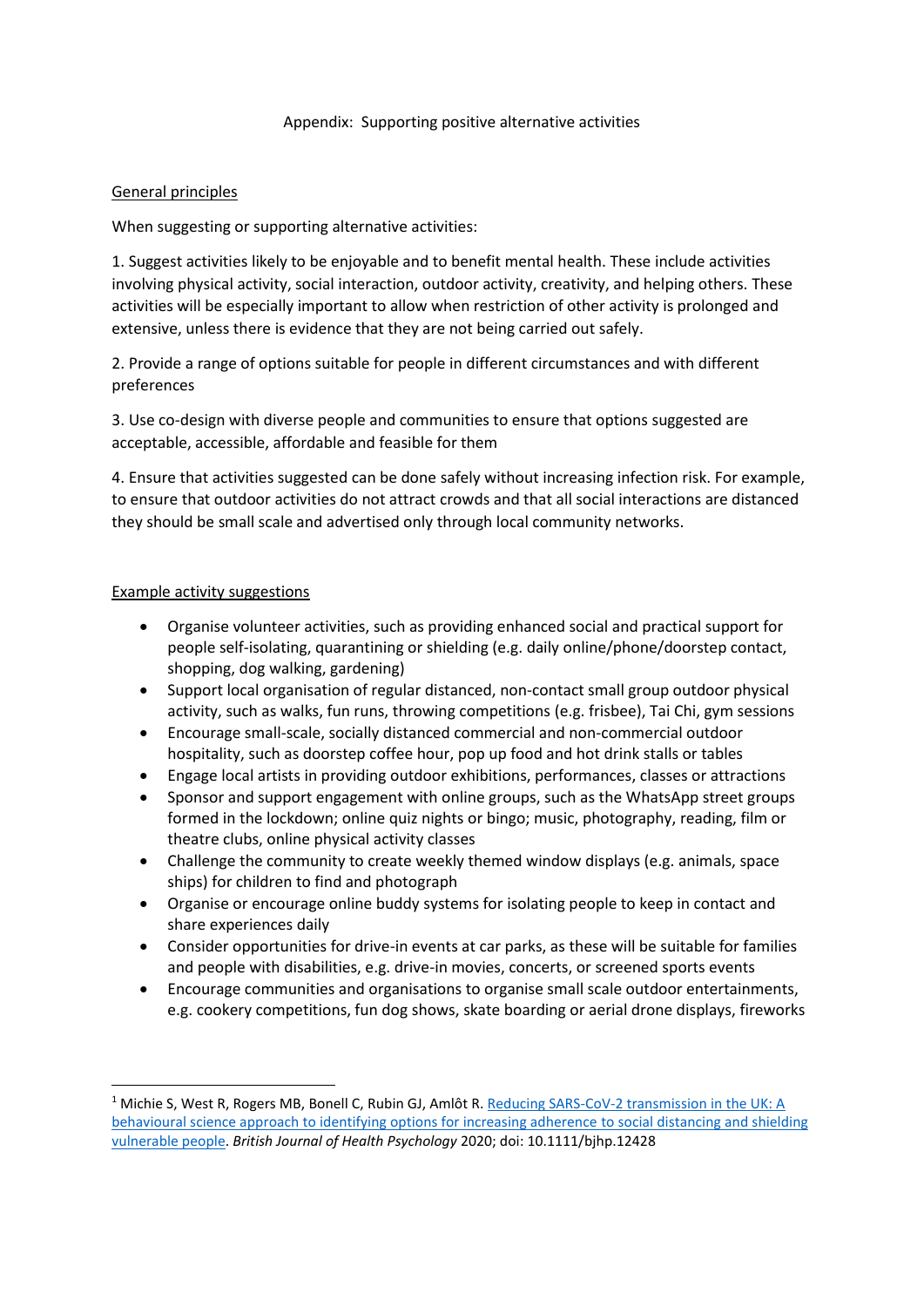## Appendix: Supporting positive alternative activities

### General principles

When suggesting or supporting alternative activities:

1. Suggest activities likely to be enjoyable and to benefit mental health. These include activities involving physical activity, social interaction, outdoor activity, creativity, and helping others. These activities will be especially important to allow when restriction of other activity is prolonged and extensive, unless there is evidence that they are not being carried out safely.

2. Provide a range of options suitable for people in different circumstances and with different preferences

3. Use co-design with diverse people and communities to ensure that options suggested are acceptable, accessible, affordable and feasible for them

4. Ensure that activities suggested can be done safely without increasing infection risk. For example, to ensure that outdoor activities do not attract crowds and that all social interactions are distanced they should be small scale and advertised only through local community networks.

### Example activity suggestions

- Organise volunteer activities, such as providing enhanced social and practical support for people self-isolating, quarantining or shielding (e.g. daily online/phone/doorstep contact, shopping, dog walking, gardening)
- Support local organisation of regular distanced, non-contact small group outdoor physical activity, such as walks, fun runs, throwing competitions (e.g. frisbee), Tai Chi, gym sessions
- Encourage small-scale, socially distanced commercial and non-commercial outdoor hospitality, such as doorstep coffee hour, pop up food and hot drink stalls or tables
- Engage local artists in providing outdoor exhibitions, performances, classes or attractions
- Sponsor and support engagement with online groups, such as the WhatsApp street groups formed in the lockdown; online quiz nights or bingo; music, photography, reading, film or theatre clubs, online physical activity classes
- Challenge the community to create weekly themed window displays (e.g. animals, space ships) for children to find and photograph
- Organise or encourage online buddy systems for isolating people to keep in contact and share experiences daily
- Consider opportunities for drive-in events at car parks, as these will be suitable for families and people with disabilities, e.g. drive-in movies, concerts, or screened sports events
- Encourage communities and organisations to organise small scale outdoor entertainments, e.g. cookery competitions, fun dog shows, skate boarding or aerial drone displays, fireworks

---

[1] Michie S, West R, Rogers MB, Bonell C, Rubin GJ, Amlôt R. Reducing SARS-CoV-2 transmission in the UK: A behavioural science approach to identifying options for increasing adherence to social distancing and shielding vulnerable people. *British Journal of Health Psychology* 2020; doi: 10.1111/bjhp.12428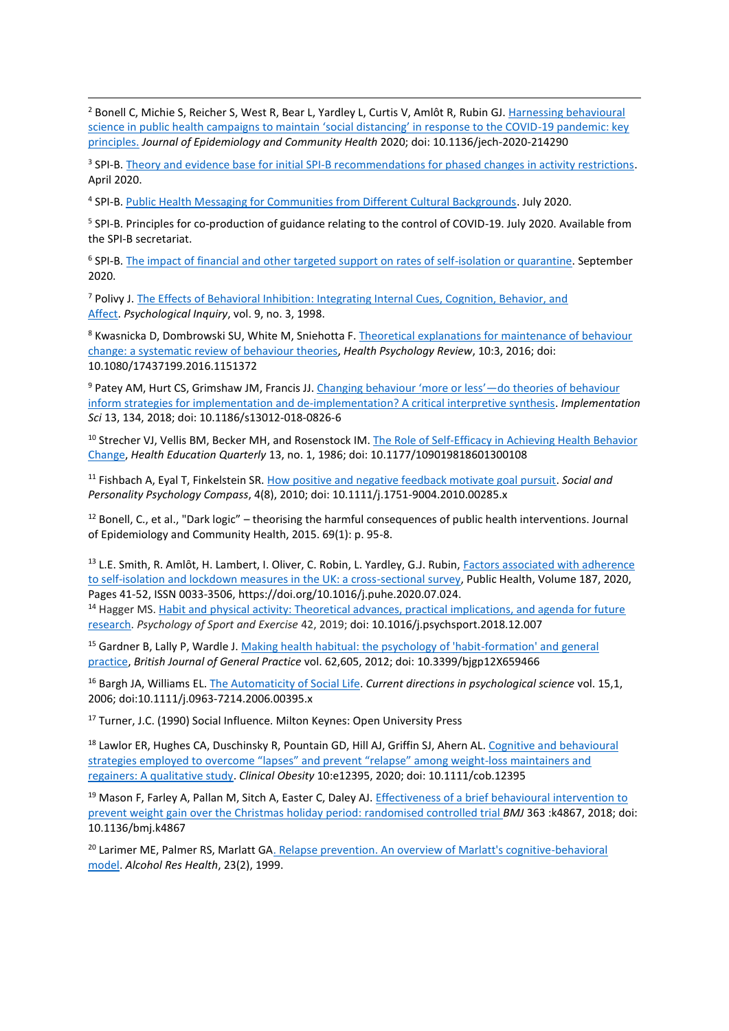[2] Bonell C, Michie S, Reicher S, West R, Bear L, Yardley L, Curtis V, Amlôt R, Rubin GJ. Harnessing behavioural science in public health campaigns to maintain 'social distancing' in response to the COVID-19 pandemic: key principles. *Journal of Epidemiology and Community Health* 2020; doi: 10.1136/jech-2020-214290

[3] SPI-B. Theory and evidence base for initial SPI-B recommendations for phased changes in activity restrictions. April 2020.

[4] SPI-B. Public Health Messaging for Communities from Different Cultural Backgrounds. July 2020.

[5] SPI-B. Principles for co-production of guidance relating to the control of COVID-19. July 2020. Available from the SPI-B secretariat.

[6] SPI-B. The impact of financial and other targeted support on rates of self-isolation or quarantine. September 2020.

[7] Polivy J. The Effects of Behavioral Inhibition: Integrating Internal Cues, Cognition, Behavior, and Affect. *Psychological Inquiry*, vol. 9, no. 3, 1998.

[8] Kwasnicka D, Dombrowski SU, White M, Sniehotta F. Theoretical explanations for maintenance of behaviour change: a systematic review of behaviour theories, *Health Psychology Review*, 10:3, 2016; doi: 10.1080/17437199.2016.1151372

[9] Patey AM, Hurt CS, Grimshaw JM, Francis JJ. Changing behaviour 'more or less'—do theories of behaviour inform strategies for implementation and de-implementation? A critical interpretive synthesis. *Implementation Sci* 13, 134, 2018; doi: 10.1186/s13012-018-0826-6

[10] Strecher VJ, Vellis BM, Becker MH, and Rosenstock IM. The Role of Self-Efficacy in Achieving Health Behavior Change, *Health Education Quarterly* 13, no. 1, 1986; doi: 10.1177/109019818601300108

[11] Fishbach A, Eyal T, Finkelstein SR. How positive and negative feedback motivate goal pursuit. *Social and Personality Psychology Compass*, 4(8), 2010; doi: 10.1111/j.1751-9004.2010.00285.x

[12] Bonell, C., et al., "Dark logic" – theorising the harmful consequences of public health interventions. Journal of Epidemiology and Community Health, 2015. 69(1): p. 95-8.

[13] L.E. Smith, R. Amlôt, H. Lambert, I. Oliver, C. Robin, L. Yardley, G.J. Rubin, Factors associated with adherence to self-isolation and lockdown measures in the UK: a cross-sectional survey, Public Health, Volume 187, 2020, Pages 41-52, ISSN 0033-3506, https://doi.org/10.1016/j.puhe.2020.07.024.

[14] Hagger MS. Habit and physical activity: Theoretical advances, practical implications, and agenda for future research. *Psychology of Sport and Exercise* 42, 2019; doi: 10.1016/j.psychsport.2018.12.007

[15] Gardner B, Lally P, Wardle J. Making health habitual: the psychology of 'habit-formation' and general practice, *British Journal of General Practice* vol. 62,605, 2012; doi: 10.3399/bjgp12X659466

[16] Bargh JA, Williams EL. The Automaticity of Social Life. *Current directions in psychological science* vol. 15,1, 2006; doi:10.1111/j.0963-7214.2006.00395.x

[17] Turner, J.C. (1990) Social Influence. Milton Keynes: Open University Press

[18] Lawlor ER, Hughes CA, Duschinsky R, Pountain GD, Hill AJ, Griffin SJ, Ahern AL. Cognitive and behavioural strategies employed to overcome "lapses" and prevent "relapse" among weight-loss maintainers and regainers: A qualitative study. *Clinical Obesity* 10:e12395, 2020; doi: 10.1111/cob.12395

[19] Mason F, Farley A, Pallan M, Sitch A, Easter C, Daley AJ. Effectiveness of a brief behavioural intervention to prevent weight gain over the Christmas holiday period: randomised controlled trial *BMJ* 363 :k4867, 2018; doi: 10.1136/bmj.k4867

[20] Larimer ME, Palmer RS, Marlatt GA. Relapse prevention. An overview of Marlatt's cognitive-behavioral model. *Alcohol Res Health*, 23(2), 1999.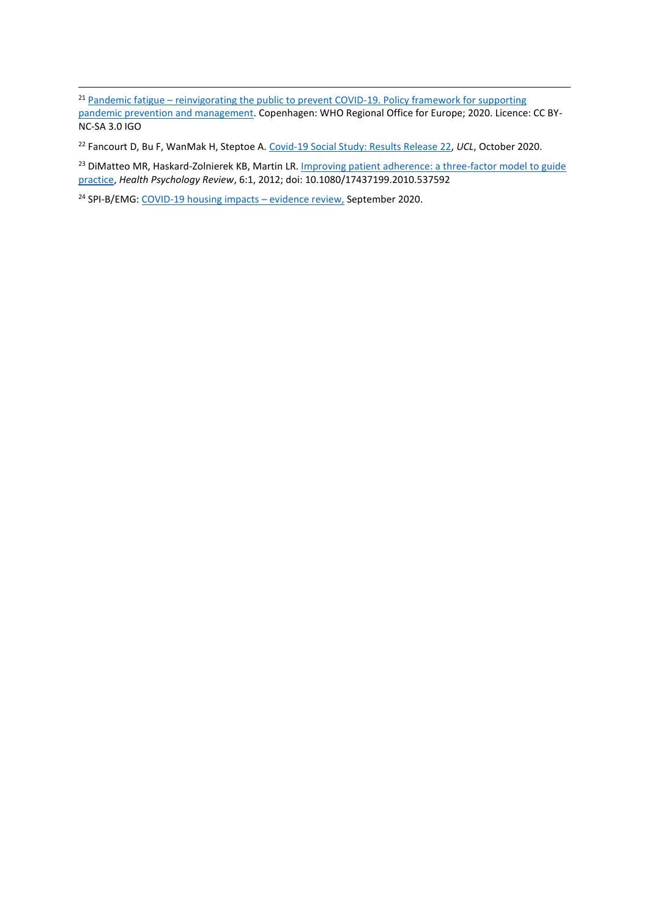[21] Pandemic fatigue – reinvigorating the public to prevent COVID-19. Policy framework for supporting pandemic prevention and management. Copenhagen: WHO Regional Office for Europe; 2020. Licence: CC BY-NC-SA 3.0 IGO

[22] Fancourt D, Bu F, WanMak H, Steptoe A. Covid-19 Social Study: Results Release 22, *UCL*, October 2020.

[23] DiMatteo MR, Haskard-Zolnierek KB, Martin LR. Improving patient adherence: a three-factor model to guide practice, *Health Psychology Review*, 6:1, 2012; doi: 10.1080/17437199.2010.537592

[24] SPI-B/EMG: COVID-19 housing impacts – evidence review, September 2020.